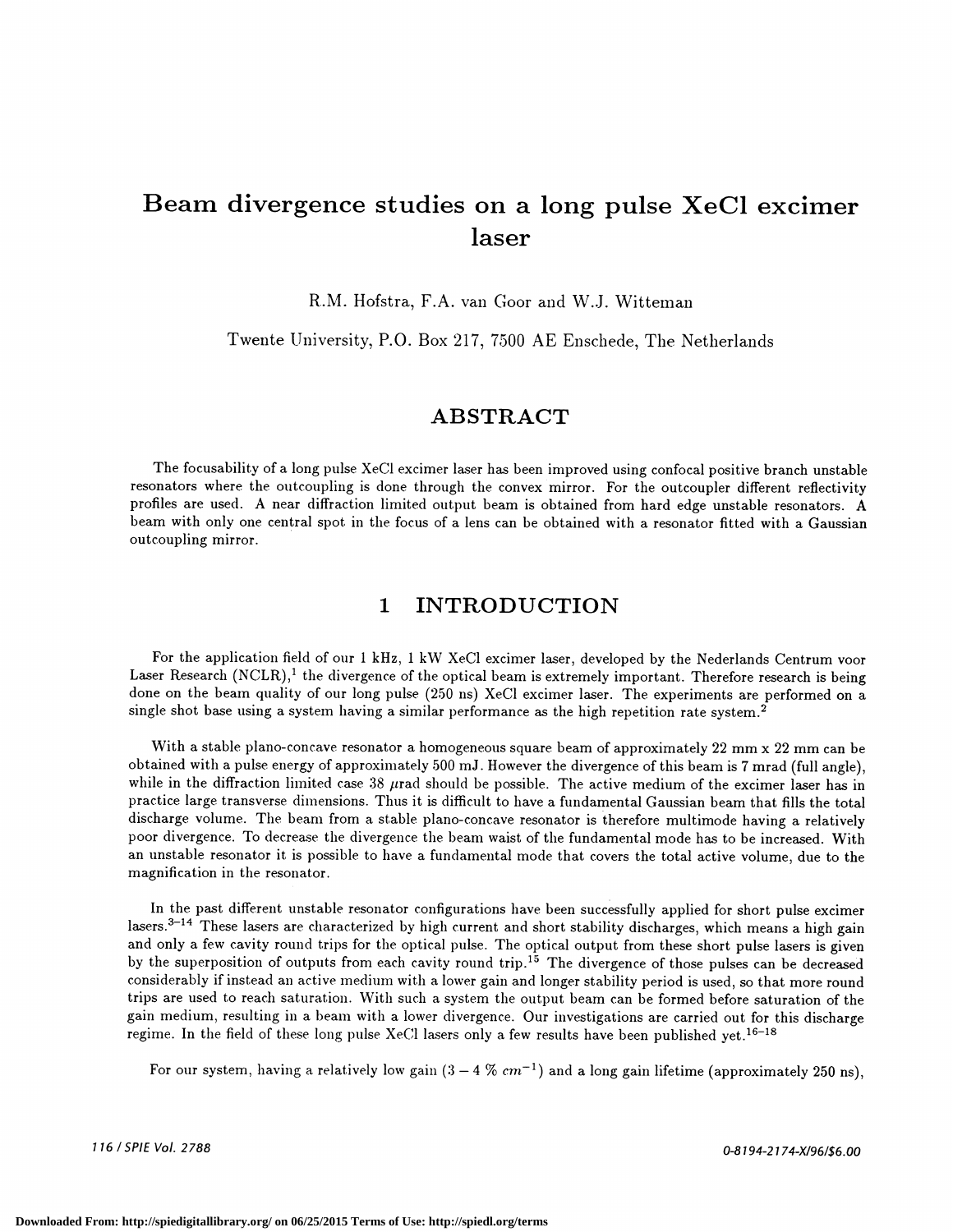# Beam divergence studies on a long pulse XeCl excimer laser

R.M. Hofstra, F.A. van Goor and W.J. Witteman

Twente University, P.O. Box 217, 7500 AE Enschede, The Netherlands

## ABSTRACT

The focusability of a long pulse XeCl excimer laser has been improved using confocal positive branch unstable resonators where the outcoupling is done through the convex mirror. For the outcoupler different reflectivity profiles are used. A near diffraction limited output beam is obtained from hard edge unstable resonators. A beam with only one central spot in the focus of a lens can be obtained with a resonator fitted with a Gaussian outcoupling mirror.

## 1 INTRODUCTION

For the application field of our 1 kHz, 1 kW XeCl excimer laser, developed by the Nederlands Centrum voor Laser Research (NCLR),[1] the divergence of the optical beam is extremely important. Therefore research is being done on the beam quality of our long pulse (250 ns) XeCl excimer laser. The experiments are performed on a single shot base using a system having a similar performance as the high repetition rate system.[2]

With a stable plano-concave resonator a homogeneous square beam of approximately 22 mm x 22 mm can be obtained with a pulse energy of approximately 500 mJ. However the divergence of this beam is 7 mrad (full angle), while in the diffraction limited case 38 $\mu$rad should be possible. The active medium of the excimer laser has in practice large transverse dimensions. Thus it is difficult to have a fundamental Gaussian beam that fills the total discharge volume. The beam from a stable plano-concave resonator is therefore multimode having a relatively poor divergence. To decrease the divergence the beam waist of the fundamental mode has to be increased. With an unstable resonator it is possible to have a fundamental mode that covers the total active volume, due to the magnification in the resonator.

In the past different unstable resonator configurations have been successfully applied for short pulse excimer lasers.[3–14] These lasers are characterized by high current and short stability discharges, which means a high gain and only a few cavity round trips for the optical pulse. The optical output from these short pulse lasers is given by the superposition of outputs from each cavity round trip.[15] The divergence of those pulses can be decreased considerably if instead an active medium with a lower gain and longer stability period is used, so that more round trips are used to reach saturation. With such a system the output beam can be formed before saturation of the gain medium, resulting in a beam with a lower divergence. Our investigations are carried out for this discharge regime. In the field of these long pulse XeCl lasers only a few results have been published yet.[16–18]

For our system, having a relatively low gain ($3-4$ % $cm^{-1}$) and a long gain lifetime (approximately 250 ns),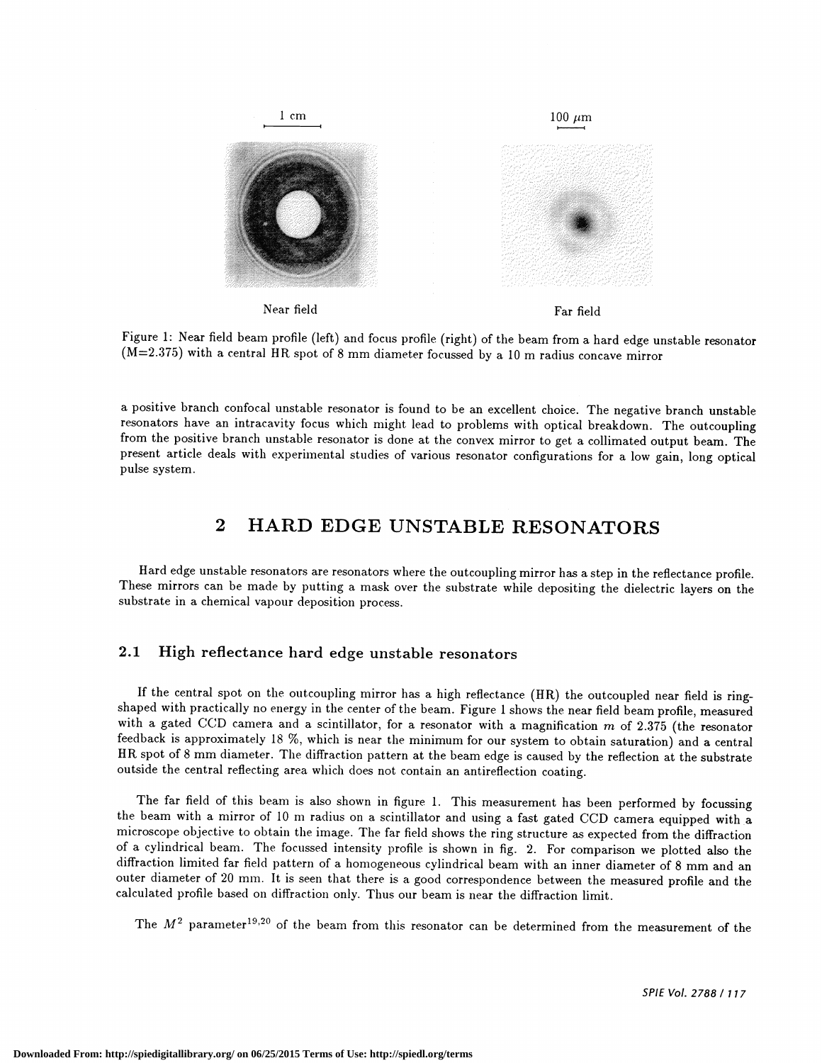Figure 1: Near field beam profile (left) and focus profile (right) of the beam from a hard edge unstable resonator (M=2.375) with a central HR spot of 8 mm diameter focussed by a 10 m radius concave mirror

a positive branch confocal unstable resonator is found to be an excellent choice. The negative branch unstable resonators have an intracavity focus which might lead to problems with optical breakdown. The outcoupling from the positive branch unstable resonator is done at the convex mirror to get a collimated output beam. The present article deals with experimental studies of various resonator configurations for a low gain, long optical pulse system.

# 2 HARD EDGE UNSTABLE RESONATORS

Hard edge unstable resonators are resonators where the outcoupling mirror has a step in the reflectance profile. These mirrors can be made by putting a mask over the substrate while depositing the dielectric layers on the substrate in a chemical vapour deposition process.

## 2.1 High reflectance hard edge unstable resonators

If the central spot on the outcoupling mirror has a high reflectance (HR) the outcoupled near field is ring-shaped with practically no energy in the center of the beam. Figure 1 shows the near field beam profile, measured with a gated CCD camera and a scintillator, for a resonator with a magnification $m$ of 2.375 (the resonator feedback is approximately 18 %, which is near the minimum for our system to obtain saturation) and a central HR spot of 8 mm diameter. The diffraction pattern at the beam edge is caused by the reflection at the substrate outside the central reflecting area which does not contain an antireflection coating.

The far field of this beam is also shown in figure 1. This measurement has been performed by focussing the beam with a mirror of 10 m radius on a scintillator and using a fast gated CCD camera equipped with a microscope objective to obtain the image. The far field shows the ring structure as expected from the diffraction of a cylindrical beam. The focussed intensity profile is shown in fig. 2. For comparison we plotted also the diffraction limited far field pattern of a homogeneous cylindrical beam with an inner diameter of 8 mm and an outer diameter of 20 mm. It is seen that there is a good correspondence between the measured profile and the calculated profile based on diffraction only. Thus our beam is near the diffraction limit.

The $M^2$ parameter[19,20] of the beam from this resonator can be determined from the measurement of the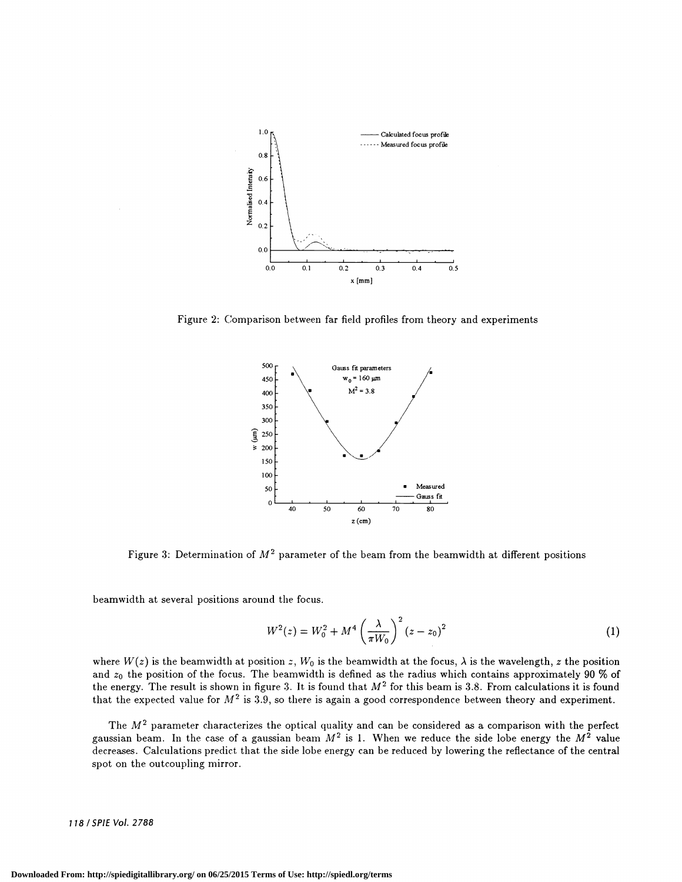Figure 2: Comparison between far field profiles from theory and experiments

Figure 3: Determination of $M^2$ parameter of the beam from the beamwidth at different positions

beamwidth at several positions around the focus.

$$W^2(z) = W_0^2 + M^4 \left(\frac{\lambda}{\pi W_0}\right)^2 (z - z_0)^2 \tag{1}$$

where $W(z)$ is the beamwidth at position $z$, $W_0$ is the beamwidth at the focus, $\lambda$ is the wavelength, $z$ the position and $z_0$ the position of the focus. The beamwidth is defined as the radius which contains approximately 90 % of the energy. The result is shown in figure 3. It is found that $M^2$ for this beam is 3.8. From calculations it is found that the expected value for $M^2$ is 3.9, so there is again a good correspondence between theory and experiment.

The $M^2$ parameter characterizes the optical quality and can be considered as a comparison with the perfect gaussian beam. In the case of a gaussian beam $M^2$ is 1. When we reduce the side lobe energy the $M^2$ value decreases. Calculations predict that the side lobe energy can be reduced by lowering the reflectance of the central spot on the outcoupling mirror.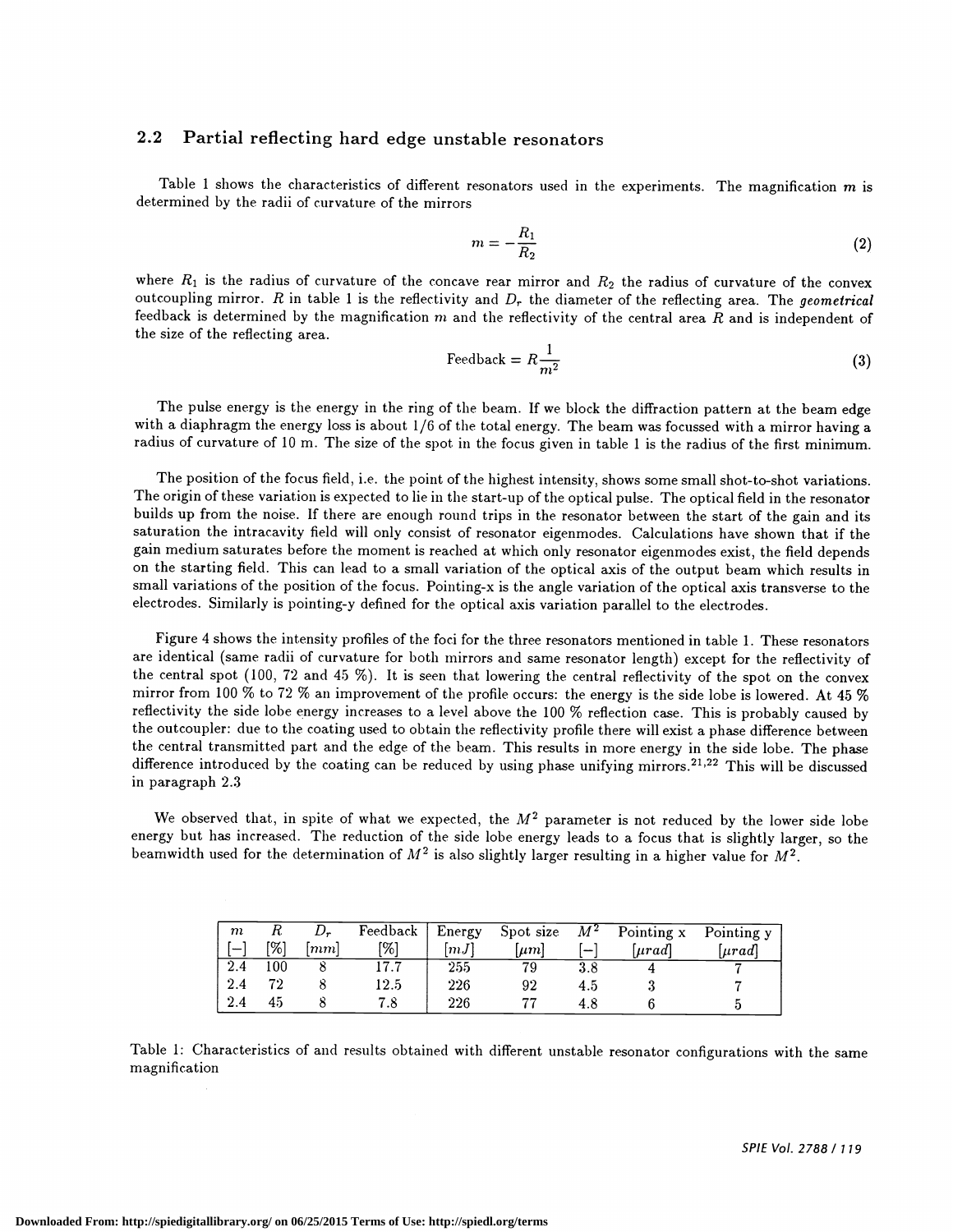## 2.2 Partial reflecting hard edge unstable resonators

Table 1 shows the characteristics of different resonators used in the experiments. The magnification $m$ is determined by the radii of curvature of the mirrors

$$m = -\frac{R_1}{R_2} \tag{2}$$

where $R_1$ is the radius of curvature of the concave rear mirror and $R_2$ the radius of curvature of the convex outcoupling mirror. $R$ in table 1 is the reflectivity and $D_r$ the diameter of the reflecting area. The *geometrical* feedback is determined by the magnification $m$ and the reflectivity of the central area $R$ and is independent of the size of the reflecting area.

$$\text{Feedback} = R\frac{1}{m^2} \tag{3}$$

The pulse energy is the energy in the ring of the beam. If we block the diffraction pattern at the beam edge with a diaphragm the energy loss is about 1/6 of the total energy. The beam was focussed with a mirror having a radius of curvature of 10 m. The size of the spot in the focus given in table 1 is the radius of the first minimum.

The position of the focus field, i.e. the point of the highest intensity, shows some small shot-to-shot variations. The origin of these variation is expected to lie in the start-up of the optical pulse. The optical field in the resonator builds up from the noise. If there are enough round trips in the resonator between the start of the gain and its saturation the intracavity field will only consist of resonator eigenmodes. Calculations have shown that if the gain medium saturates before the moment is reached at which only resonator eigenmodes exist, the field depends on the starting field. This can lead to a small variation of the optical axis of the output beam which results in small variations of the position of the focus. Pointing-x is the angle variation of the optical axis transverse to the electrodes. Similarly is pointing-y defined for the optical axis variation parallel to the electrodes.

Figure 4 shows the intensity profiles of the foci for the three resonators mentioned in table 1. These resonators are identical (same radii of curvature for both mirrors and same resonator length) except for the reflectivity of the central spot (100, 72 and 45 %). It is seen that lowering the central reflectivity of the spot on the convex mirror from 100 % to 72 % an improvement of the profile occurs: the energy is the side lobe is lowered. At 45 % reflectivity the side lobe energy increases to a level above the 100 % reflection case. This is probably caused by the outcoupler: due to the coating used to obtain the reflectivity profile there will exist a phase difference between the central transmitted part and the edge of the beam. This results in more energy in the side lobe. The phase difference introduced by the coating can be reduced by using phase unifying mirrors.[21,22] This will be discussed in paragraph 2.3

We observed that, in spite of what we expected, the $M^2$ parameter is not reduced by the lower side lobe energy but has increased. The reduction of the side lobe energy leads to a focus that is slightly larger, so the beamwidth used for the determination of $M^2$ is also slightly larger resulting in a higher value for $M^2$.

| $m$ [−] | $R$ [%] | $D_r$ [$mm$] | Feedback [%] | Energy [$mJ$] | Spot size [$\mu m$] | $M^2$ [−] | Pointing x [$\mu rad$] | Pointing y [$\mu rad$] |
|---|---|---|---|---|---|---|---|---|
| 2.4 | 100 | 8 | 17.7 | 255 | 79 | 3.8 | 4 | 7 |
| 2.4 | 72 | 8 | 12.5 | 226 | 92 | 4.5 | 3 | 7 |
| 2.4 | 45 | 8 | 7.8 | 226 | 77 | 4.8 | 6 | 5 |

Table 1: Characteristics of and results obtained with different unstable resonator configurations with the same magnification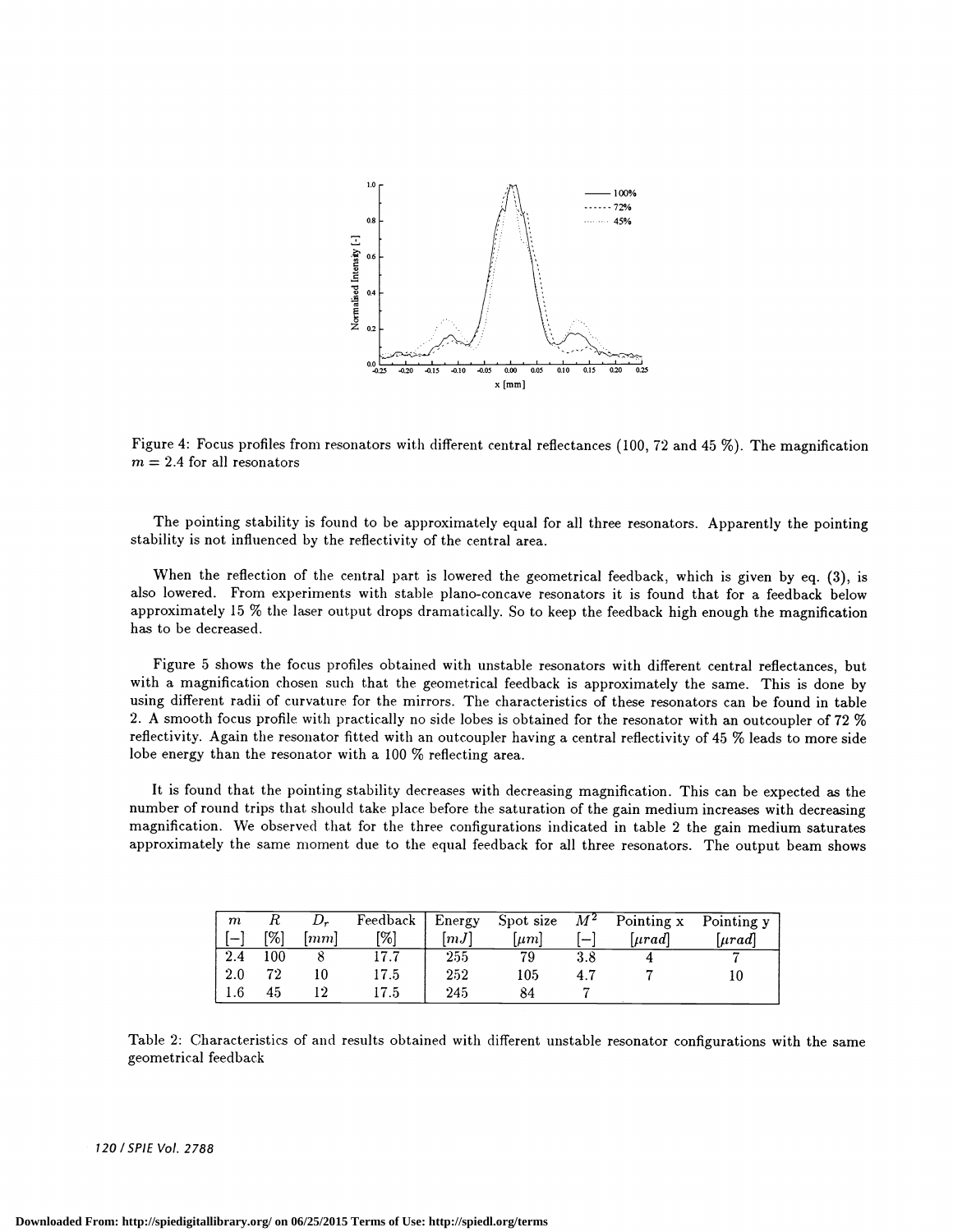Figure 4: Focus profiles from resonators with different central reflectances (100, 72 and 45 %). The magnification $m = 2.4$ for all resonators

The pointing stability is found to be approximately equal for all three resonators. Apparently the pointing stability is not influenced by the reflectivity of the central area.

When the reflection of the central part is lowered the geometrical feedback, which is given by eq. (3), is also lowered. From experiments with stable plano-concave resonators it is found that for a feedback below approximately 15 % the laser output drops dramatically. So to keep the feedback high enough the magnification has to be decreased.

Figure 5 shows the focus profiles obtained with unstable resonators with different central reflectances, but with a magnification chosen such that the geometrical feedback is approximately the same. This is done by using different radii of curvature for the mirrors. The characteristics of these resonators can be found in table 2. A smooth focus profile with practically no side lobes is obtained for the resonator with an outcoupler of 72 % reflectivity. Again the resonator fitted with an outcoupler having a central reflectivity of 45 % leads to more side lobe energy than the resonator with a 100 % reflecting area.

It is found that the pointing stability decreases with decreasing magnification. This can be expected as the number of round trips that should take place before the saturation of the gain medium increases with decreasing magnification. We observed that for the three configurations indicated in table 2 the gain medium saturates approximately the same moment due to the equal feedback for all three resonators. The output beam shows

| $m$ [–] | $R$ [%] | $D_r$ [$mm$] | Feedback [%] | Energy [$mJ$] | Spot size [$\mu m$] | $M^2$ [–] | Pointing x [$\mu rad$] | Pointing y [$\mu rad$] |
|---|---|---|---|---|---|---|---|---|
| 2.4 | 100 | 8 | 17.7 | 255 | 79 | 3.8 | 4 | 7 |
| 2.0 | 72 | 10 | 17.5 | 252 | 105 | 4.7 | 7 | 10 |
| 1.6 | 45 | 12 | 17.5 | 245 | 84 | 7 | | |

Table 2: Characteristics of and results obtained with different unstable resonator configurations with the same geometrical feedback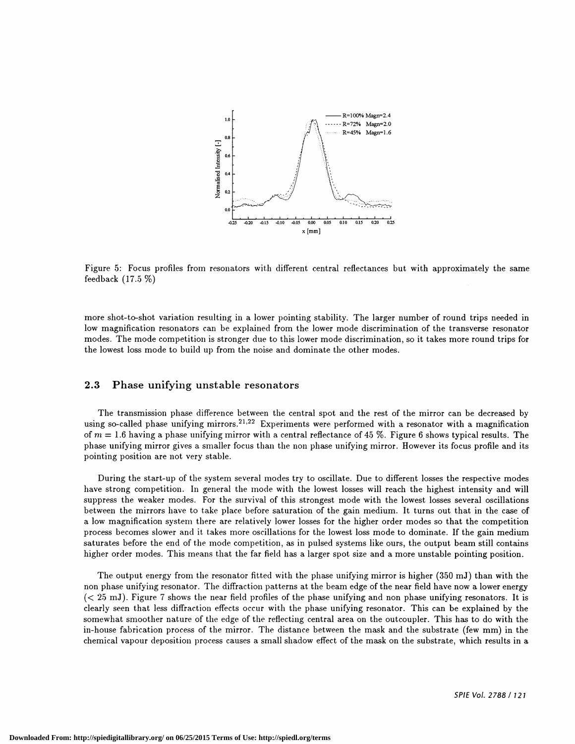Figure 5: Focus profiles from resonators with different central reflectances but with approximately the same feedback (17.5 %)

more shot-to-shot variation resulting in a lower pointing stability. The larger number of round trips needed in low magnification resonators can be explained from the lower mode discrimination of the transverse resonator modes. The mode competition is stronger due to this lower mode discrimination, so it takes more round trips for the lowest loss mode to build up from the noise and dominate the other modes.

## 2.3 Phase unifying unstable resonators

The transmission phase difference between the central spot and the rest of the mirror can be decreased by using so-called phase unifying mirrors.[21,22] Experiments were performed with a resonator with a magnification of $m = 1.6$ having a phase unifying mirror with a central reflectance of 45 %. Figure 6 shows typical results. The phase unifying mirror gives a smaller focus than the non phase unifying mirror. However its focus profile and its pointing position are not very stable.

During the start-up of the system several modes try to oscillate. Due to different losses the respective modes have strong competition. In general the mode with the lowest losses will reach the highest intensity and will suppress the weaker modes. For the survival of this strongest mode with the lowest losses several oscillations between the mirrors have to take place before saturation of the gain medium. It turns out that in the case of a low magnification system there are relatively lower losses for the higher order modes so that the competition process becomes slower and it takes more oscillations for the lowest loss mode to dominate. If the gain medium saturates before the end of the mode competition, as in pulsed systems like ours, the output beam still contains higher order modes. This means that the far field has a larger spot size and a more unstable pointing position.

The output energy from the resonator fitted with the phase unifying mirror is higher (350 mJ) than with the non phase unifying resonator. The diffraction patterns at the beam edge of the near field have now a lower energy (< 25 mJ). Figure 7 shows the near field profiles of the phase unifying and non phase unifying resonators. It is clearly seen that less diffraction effects occur with the phase unifying resonator. This can be explained by the somewhat smoother nature of the edge of the reflecting central area on the outcoupler. This has to do with the in-house fabrication process of the mirror. The distance between the mask and the substrate (few mm) in the chemical vapour deposition process causes a small shadow effect of the mask on the substrate, which results in a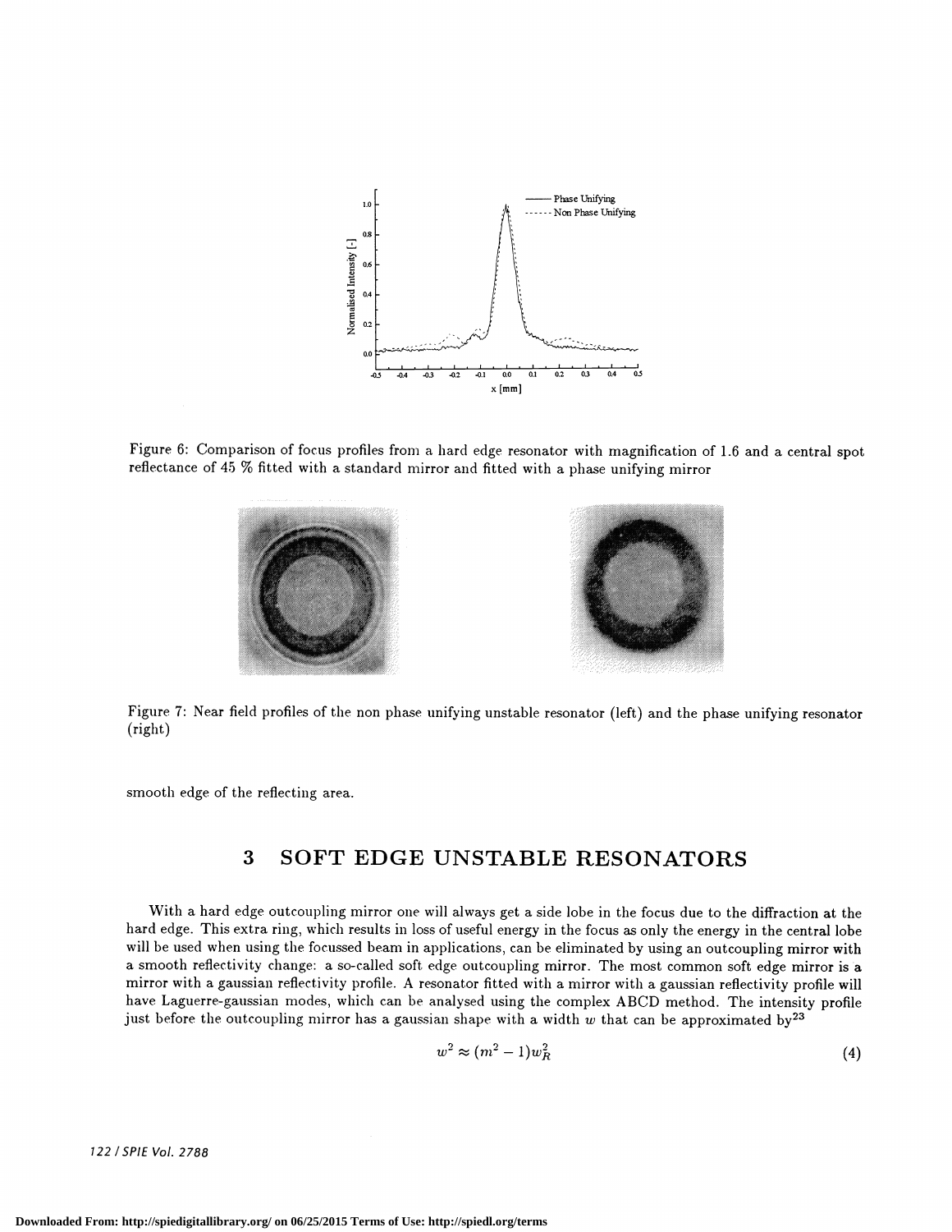Figure 6: Comparison of focus profiles from a hard edge resonator with magnification of 1.6 and a central spot reflectance of 45 % fitted with a standard mirror and fitted with a phase unifying mirror

Figure 7: Near field profiles of the non phase unifying unstable resonator (left) and the phase unifying resonator (right)

smooth edge of the reflecting area.

## 3 SOFT EDGE UNSTABLE RESONATORS

With a hard edge outcoupling mirror one will always get a side lobe in the focus due to the diffraction at the hard edge. This extra ring, which results in loss of useful energy in the focus as only the energy in the central lobe will be used when using the focussed beam in applications, can be eliminated by using an outcoupling mirror with a smooth reflectivity change: a so-called soft edge outcoupling mirror. The most common soft edge mirror is a mirror with a gaussian reflectivity profile. A resonator fitted with a mirror with a gaussian reflectivity profile will have Laguerre-gaussian modes, which can be analysed using the complex ABCD method. The intensity profile just before the outcoupling mirror has a gaussian shape with a width $w$ that can be approximated by[23]

$$w^2 \approx (m^2 - 1)w_R^2 \tag{4}$$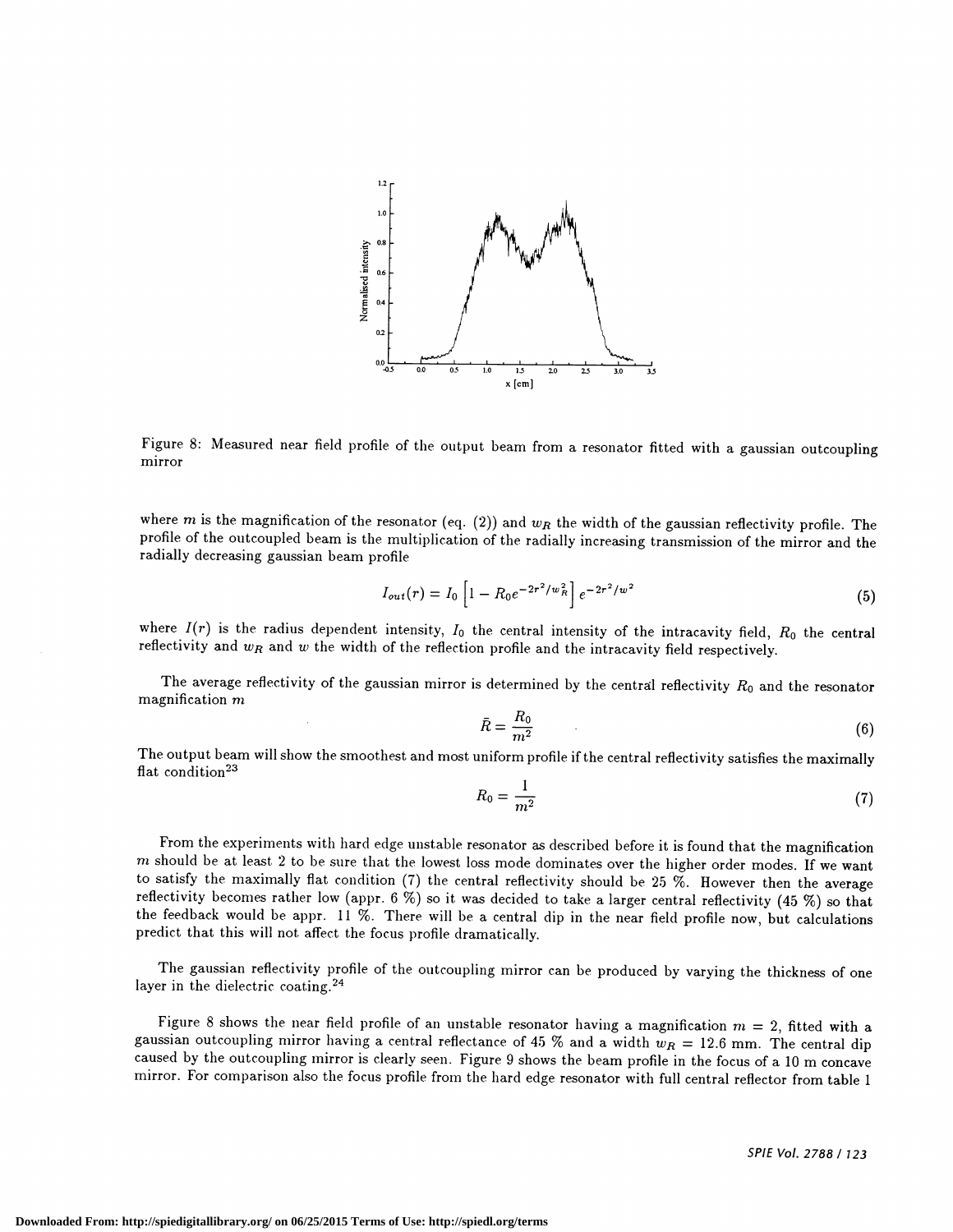Figure 8: Measured near field profile of the output beam from a resonator fitted with a gaussian outcoupling mirror

where $m$ is the magnification of the resonator (eq. (2)) and $w_R$ the width of the gaussian reflectivity profile. The profile of the outcoupled beam is the multiplication of the radially increasing transmission of the mirror and the radially decreasing gaussian beam profile

$$I_{out}(r) = I_0 \left[1 - R_0 e^{-2r^2/w_R^2}\right] e^{-2r^2/w^2} \tag{5}$$

where $I(r)$ is the radius dependent intensity, $I_0$ the central intensity of the intracavity field, $R_0$ the central reflectivity and $w_R$ and $w$ the width of the reflection profile and the intracavity field respectively.

The average reflectivity of the gaussian mirror is determined by the central reflectivity $R_0$ and the resonator magnification $m$

$$\bar{R} = \frac{R_0}{m^2} \tag{6}$$

The output beam will show the smoothest and most uniform profile if the central reflectivity satisfies the maximally flat condition[23]

$$R_0 = \frac{1}{m^2} \tag{7}$$

From the experiments with hard edge unstable resonator as described before it is found that the magnification $m$ should be at least 2 to be sure that the lowest loss mode dominates over the higher order modes. If we want to satisfy the maximally flat condition (7) the central reflectivity should be 25 %. However then the average reflectivity becomes rather low (appr. 6 %) so it was decided to take a larger central reflectivity (45 %) so that the feedback would be appr. 11 %. There will be a central dip in the near field profile now, but calculations predict that this will not affect the focus profile dramatically.

The gaussian reflectivity profile of the outcoupling mirror can be produced by varying the thickness of one layer in the dielectric coating.[24]

Figure 8 shows the near field profile of an unstable resonator having a magnification $m = 2$, fitted with a gaussian outcoupling mirror having a central reflectance of 45 % and a width $w_R = 12.6$ mm. The central dip caused by the outcoupling mirror is clearly seen. Figure 9 shows the beam profile in the focus of a 10 m concave mirror. For comparison also the focus profile from the hard edge resonator with full central reflector from table 1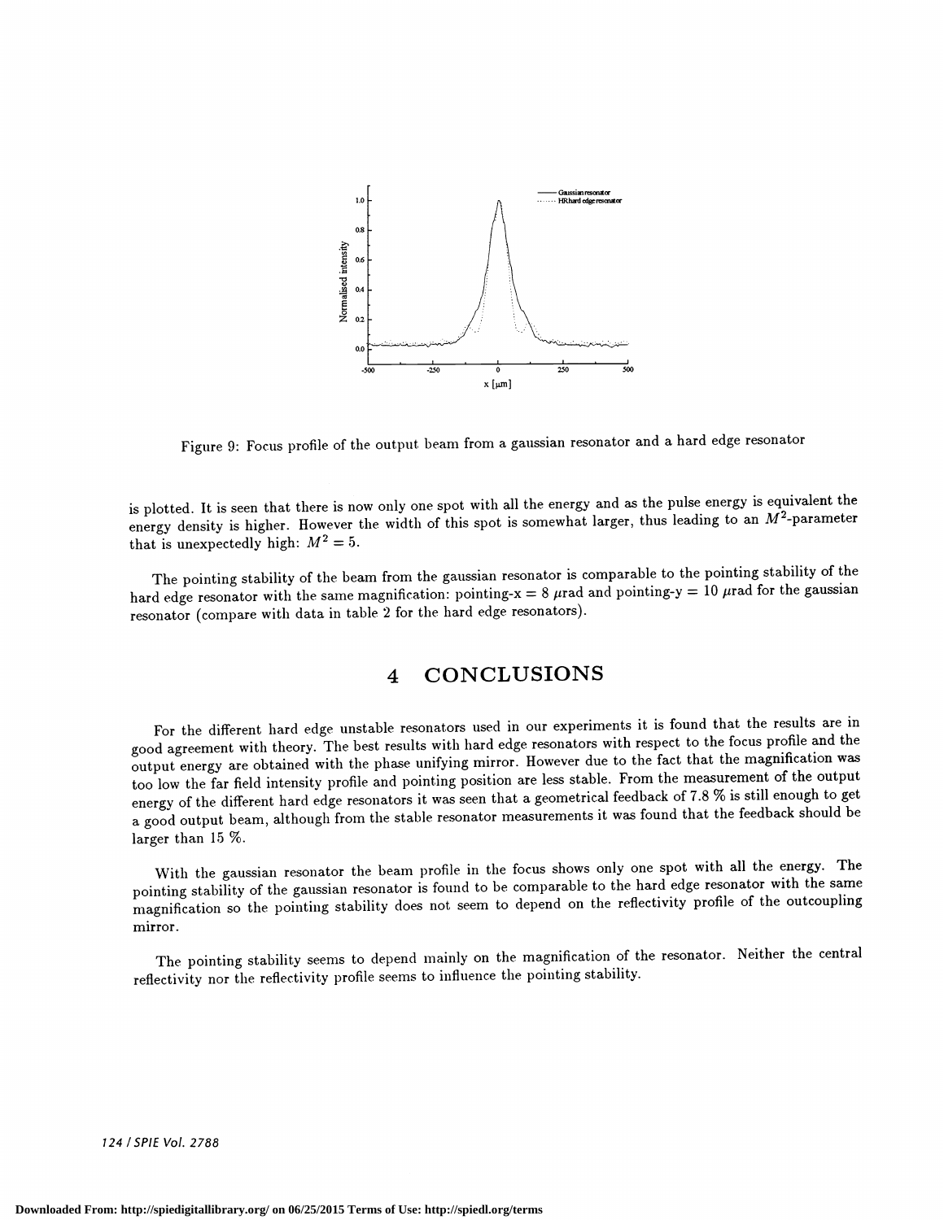Figure 9: Focus profile of the output beam from a gaussian resonator and a hard edge resonator

is plotted. It is seen that there is now only one spot with all the energy and as the pulse energy is equivalent the energy density is higher. However the width of this spot is somewhat larger, thus leading to an $M^2$-parameter that is unexpectedly high: $M^2 = 5$.

The pointing stability of the beam from the gaussian resonator is comparable to the pointing stability of the hard edge resonator with the same magnification: pointing-x = 8 $\mu$rad and pointing-y = 10 $\mu$rad for the gaussian resonator (compare with data in table 2 for the hard edge resonators).

# 4 CONCLUSIONS

For the different hard edge unstable resonators used in our experiments it is found that the results are in good agreement with theory. The best results with hard edge resonators with respect to the focus profile and the output energy are obtained with the phase unifying mirror. However due to the fact that the magnification was too low the far field intensity profile and pointing position are less stable. From the measurement of the output energy of the different hard edge resonators it was seen that a geometrical feedback of 7.8 % is still enough to get a good output beam, although from the stable resonator measurements it was found that the feedback should be larger than 15 %.

With the gaussian resonator the beam profile in the focus shows only one spot with all the energy. The pointing stability of the gaussian resonator is found to be comparable to the hard edge resonator with the same magnification so the pointing stability does not seem to depend on the reflectivity profile of the outcoupling mirror.

The pointing stability seems to depend mainly on the magnification of the resonator. Neither the central reflectivity nor the reflectivity profile seems to influence the pointing stability.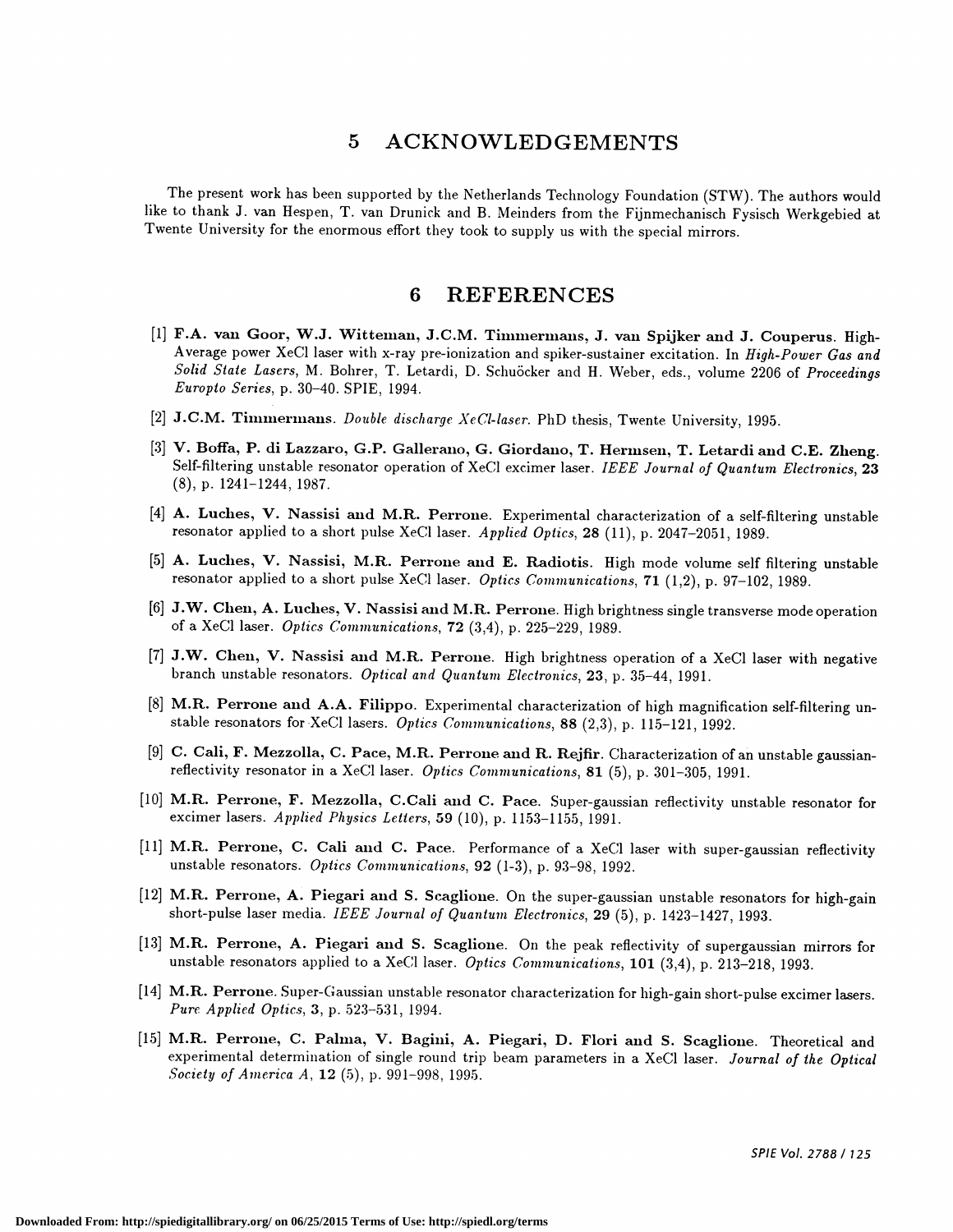# 5 ACKNOWLEDGEMENTS

The present work has been supported by the Netherlands Technology Foundation (STW). The authors would like to thank J. van Hespen, T. van Drunick and B. Meinders from the Fijnmechanisch Fysisch Werkgebied at Twente University for the enormous effort they took to supply us with the special mirrors.

# 6 REFERENCES

[1] **F.A. van Goor, W.J. Witteman, J.C.M. Timmermans, J. van Spijker and J. Couperus**. High-Average power XeCl laser with x-ray pre-ionization and spiker-sustainer excitation. In *High-Power Gas and Solid State Lasers*, M. Bohrer, T. Letardi, D. Schuöcker and H. Weber, eds., volume 2206 of *Proceedings Europto Series*, p. 30–40. SPIE, 1994.

[2] **J.C.M. Timmermans**. *Double discharge XeCl-laser*. PhD thesis, Twente University, 1995.

[3] **V. Boffa, P. di Lazzaro, G.P. Gallerano, G. Giordano, T. Hermsen, T. Letardi and C.E. Zheng**. Self-filtering unstable resonator operation of XeCl excimer laser. *IEEE Journal of Quantum Electronics*, **23** (8), p. 1241–1244, 1987.

[4] **A. Luches, V. Nassisi and M.R. Perrone**. Experimental characterization of a self-filtering unstable resonator applied to a short pulse XeCl laser. *Applied Optics*, **28** (11), p. 2047–2051, 1989.

[5] **A. Luches, V. Nassisi, M.R. Perrone and E. Radiotis**. High mode volume self filtering unstable resonator applied to a short pulse XeCl laser. *Optics Communications*, **71** (1,2), p. 97–102, 1989.

[6] **J.W. Chen, A. Luches, V. Nassisi and M.R. Perrone**. High brightness single transverse mode operation of a XeCl laser. *Optics Communications*, **72** (3,4), p. 225–229, 1989.

[7] **J.W. Chen, V. Nassisi and M.R. Perrone**. High brightness operation of a XeCl laser with negative branch unstable resonators. *Optical and Quantum Electronics*, **23**, p. 35–44, 1991.

[8] **M.R. Perrone and A.A. Filippo**. Experimental characterization of high magnification self-filtering unstable resonators for XeCl lasers. *Optics Communications*, **88** (2,3), p. 115–121, 1992.

[9] **C. Cali, F. Mezzolla, C. Pace, M.R. Perrone and R. Rejfir**. Characterization of an unstable gaussian-reflectivity resonator in a XeCl laser. *Optics Communications*, **81** (5), p. 301–305, 1991.

[10] **M.R. Perrone, F. Mezzolla, C.Cali and C. Pace**. Super-gaussian reflectivity unstable resonator for excimer lasers. *Applied Physics Letters*, **59** (10), p. 1153–1155, 1991.

[11] **M.R. Perrone, C. Cali and C. Pace**. Performance of a XeCl laser with super-gaussian reflectivity unstable resonators. *Optics Communications*, **92** (1-3), p. 93–98, 1992.

[12] **M.R. Perrone, A. Piegari and S. Scaglione**. On the super-gaussian unstable resonators for high-gain short-pulse laser media. *IEEE Journal of Quantum Electronics*, **29** (5), p. 1423–1427, 1993.

[13] **M.R. Perrone, A. Piegari and S. Scaglione**. On the peak reflectivity of supergaussian mirrors for unstable resonators applied to a XeCl laser. *Optics Communications*, **101** (3,4), p. 213–218, 1993.

[14] **M.R. Perrone**. Super-Gaussian unstable resonator characterization for high-gain short-pulse excimer lasers. *Pure Applied Optics*, **3**, p. 523–531, 1994.

[15] **M.R. Perrone, C. Palma, V. Bagini, A. Piegari, D. Flori and S. Scaglione**. Theoretical and experimental determination of single round trip beam parameters in a XeCl laser. *Journal of the Optical Society of America A*, **12** (5), p. 991–998, 1995.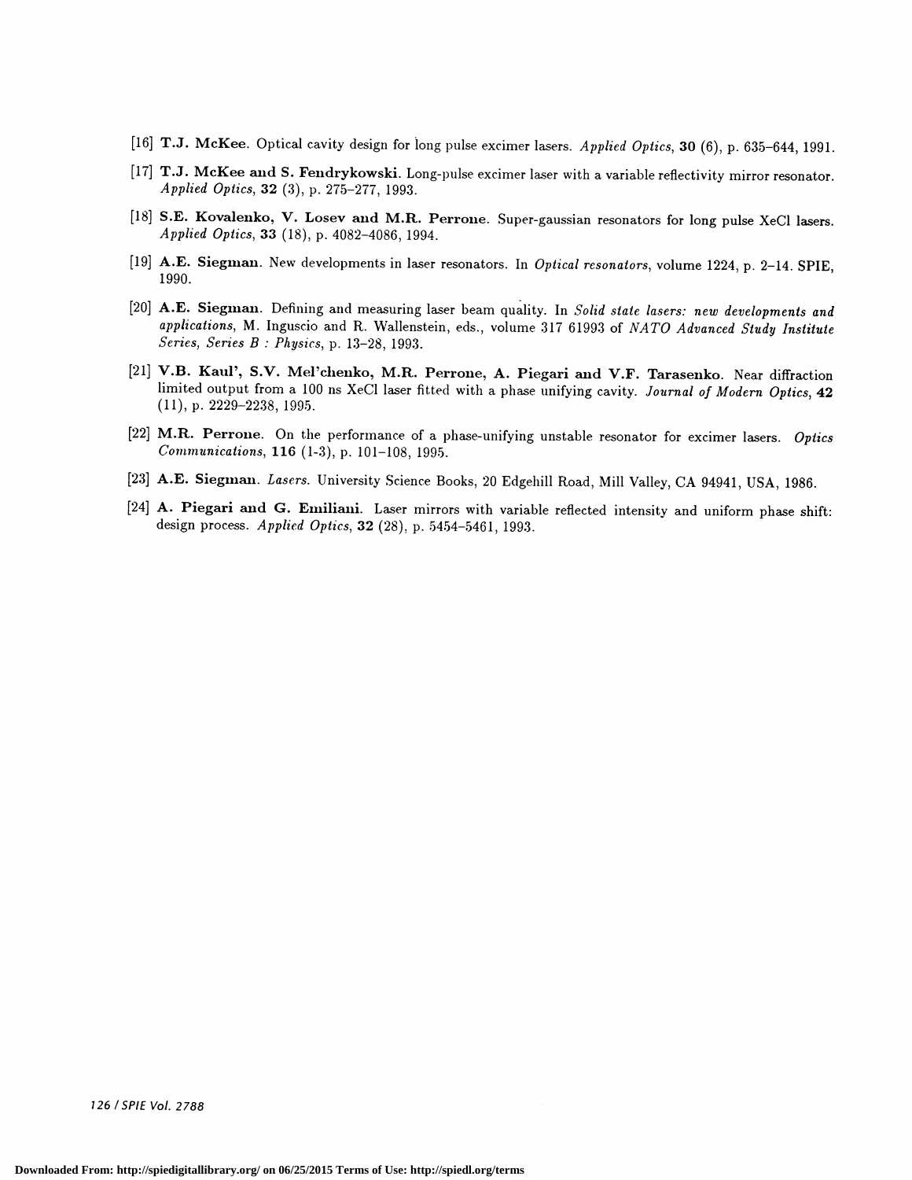[16] **T.J. McKee**. Optical cavity design for long pulse excimer lasers. *Applied Optics*, **30** (6), p. 635–644, 1991.

[17] **T.J. McKee and S. Fendrykowski**. Long-pulse excimer laser with a variable reflectivity mirror resonator. *Applied Optics*, **32** (3), p. 275–277, 1993.

[18] **S.E. Kovalenko, V. Losev and M.R. Perrone**. Super-gaussian resonators for long pulse XeCl lasers. *Applied Optics*, **33** (18), p. 4082–4086, 1994.

[19] **A.E. Siegman**. New developments in laser resonators. In *Optical resonators*, volume 1224, p. 2–14. SPIE, 1990.

[20] **A.E. Siegman**. Defining and measuring laser beam quality. In *Solid state lasers: new developments and applications*, M. Inguscio and R. Wallenstein, eds., volume 317 61993 of *NATO Advanced Study Institute Series, Series B : Physics*, p. 13–28, 1993.

[21] **V.B. Kaul', S.V. Mel'chenko, M.R. Perrone, A. Piegari and V.F. Tarasenko**. Near diffraction limited output from a 100 ns XeCl laser fitted with a phase unifying cavity. *Journal of Modern Optics*, **42** (11), p. 2229–2238, 1995.

[22] **M.R. Perrone**. On the performance of a phase-unifying unstable resonator for excimer lasers. *Optics Communications*, **116** (1-3), p. 101–108, 1995.

[23] **A.E. Siegman**. *Lasers.* University Science Books, 20 Edgehill Road, Mill Valley, CA 94941, USA, 1986.

[24] **A. Piegari and G. Emiliani**. Laser mirrors with variable reflected intensity and uniform phase shift: design process. *Applied Optics*, **32** (28), p. 5454–5461, 1993.